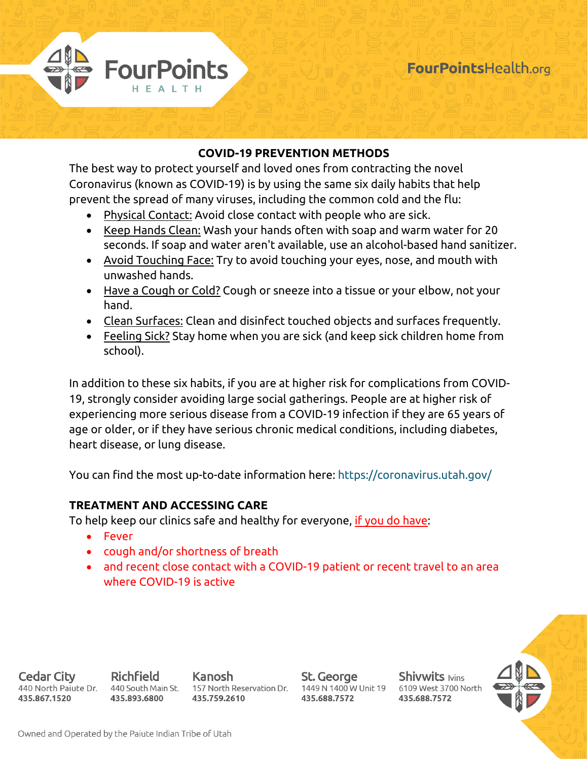FourPoints HEALTH

FourPointsHealth.org

## COVID-19 PREVENTION METHODS

The best way to protect yourself and loved ones from contracting the novel Coronavirus (known as COVID-19) is by using the same six daily habits that help prevent the spread of many viruses, including the common cold and the flu:

- Physical Contact: Avoid close contact with people who are sick.
- Keep Hands Clean: Wash your hands often with soap and warm water for 20 seconds. If soap and water aren't available, use an alcohol-based hand sanitizer.
- Avoid Touching Face: Try to avoid touching your eyes, nose, and mouth with unwashed hands.
- Have a Cough or Cold? Cough or sneeze into a tissue or your elbow, not your hand.
- Clean Surfaces: Clean and disinfect touched objects and surfaces frequently.
- Feeling Sick? Stay home when you are sick (and keep sick children home from school).

In addition to these six habits, if you are at higher risk for complications from COVID-19, strongly consider avoiding large social gatherings. People are at higher risk of experiencing more serious disease from a COVID-19 infection if they are 65 years of age or older, or if they have serious chronic medical conditions, including diabetes, heart disease, or lung disease.

You can find the most up-to-date information here: https://coronavirus.utah.gov/

## TREATMENT AND ACCESSING CARE

To help keep our clinics safe and healthy for everyone, if you do have:

- Fever
- cough and/or shortness of breath
- and recent close contact with a COVID-19 patient or recent travel to an area where COVID-19 is active

**Cedar City**
440 North Paiute Dr.
**435.867.1520**

**Richfield**
440 South Main St.
**435.893.6800**

**Kanosh**
157 North Reservation Dr.
**435.759.2610**

**St. George**
1449 N 1400 W Unit 19
**435.688.7572**

**Shivwits** Ivins
6109 West 3700 North
**435.688.7572**

Owned and Operated by the Paiute Indian Tribe of Utah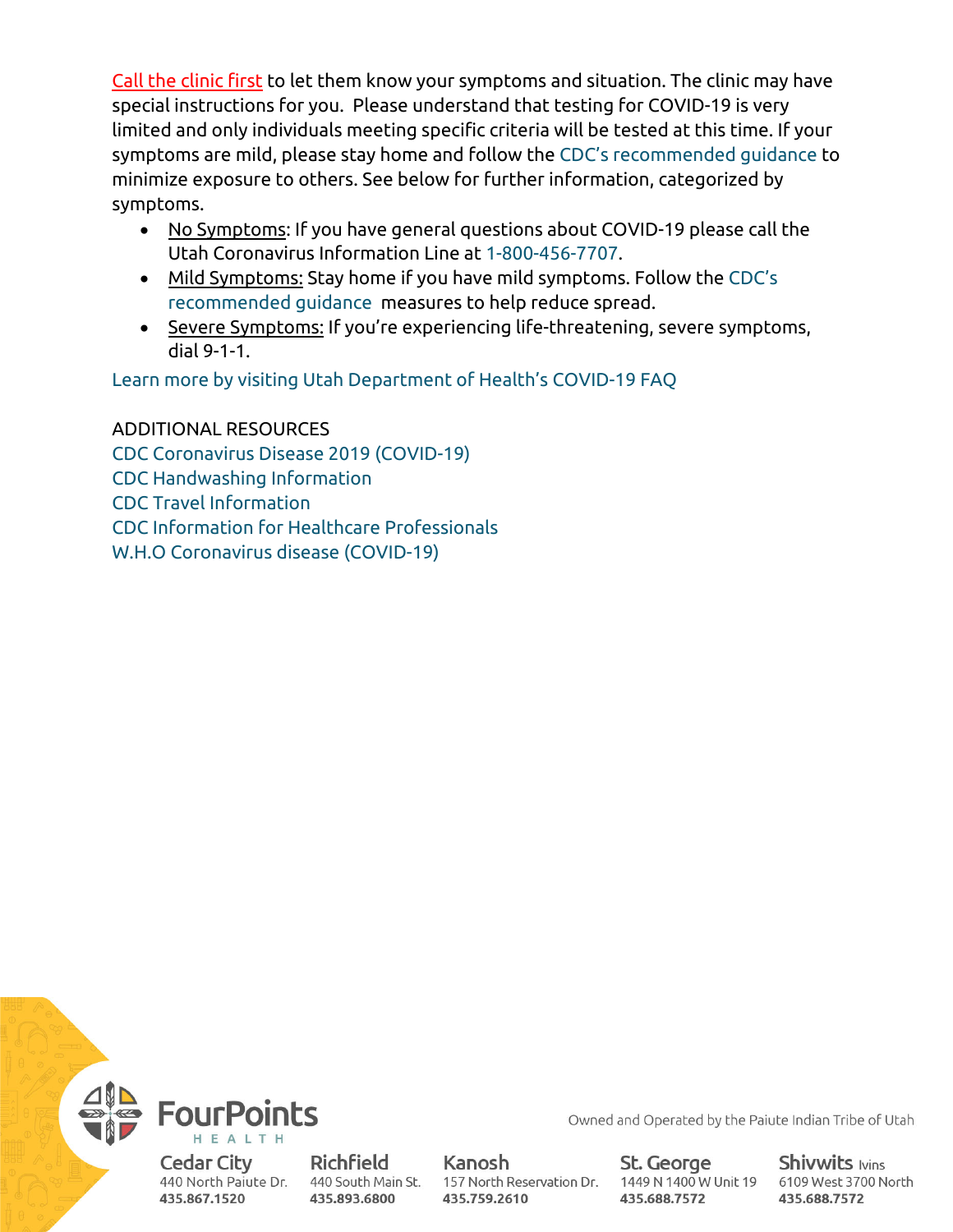Call the clinic first to let them know your symptoms and situation. The clinic may have special instructions for you. Please understand that testing for COVID-19 is very limited and only individuals meeting specific criteria will be tested at this time. If your symptoms are mild, please stay home and follow the CDC's recommended guidance to minimize exposure to others. See below for further information, categorized by symptoms.

- No Symptoms: If you have general questions about COVID-19 please call the Utah Coronavirus Information Line at 1-800-456-7707.
- Mild Symptoms: Stay home if you have mild symptoms. Follow the CDC's recommended guidance measures to help reduce spread.
- Severe Symptoms: If you're experiencing life-threatening, severe symptoms, dial 9-1-1.

Learn more by visiting Utah Department of Health's COVID-19 FAQ

ADDITIONAL RESOURCES

CDC Coronavirus Disease 2019 (COVID-19)
CDC Handwashing Information
CDC Travel Information
CDC Information for Healthcare Professionals
W.H.O Coronavirus disease (COVID-19)

FourPoints HEALTH

Owned and Operated by the Paiute Indian Tribe of Utah

| | | | | |
|---|---|---|---|---|
| **Cedar City** | **Richfield** | **Kanosh** | **St. George** | **Shivwits** Ivins |
| 440 North Paiute Dr. | 440 South Main St. | 157 North Reservation Dr. | 1449 N 1400 W Unit 19 | 6109 West 3700 North |
| 435.867.1520 | 435.893.6800 | 435.759.2610 | 435.688.7572 | 435.688.7572 |